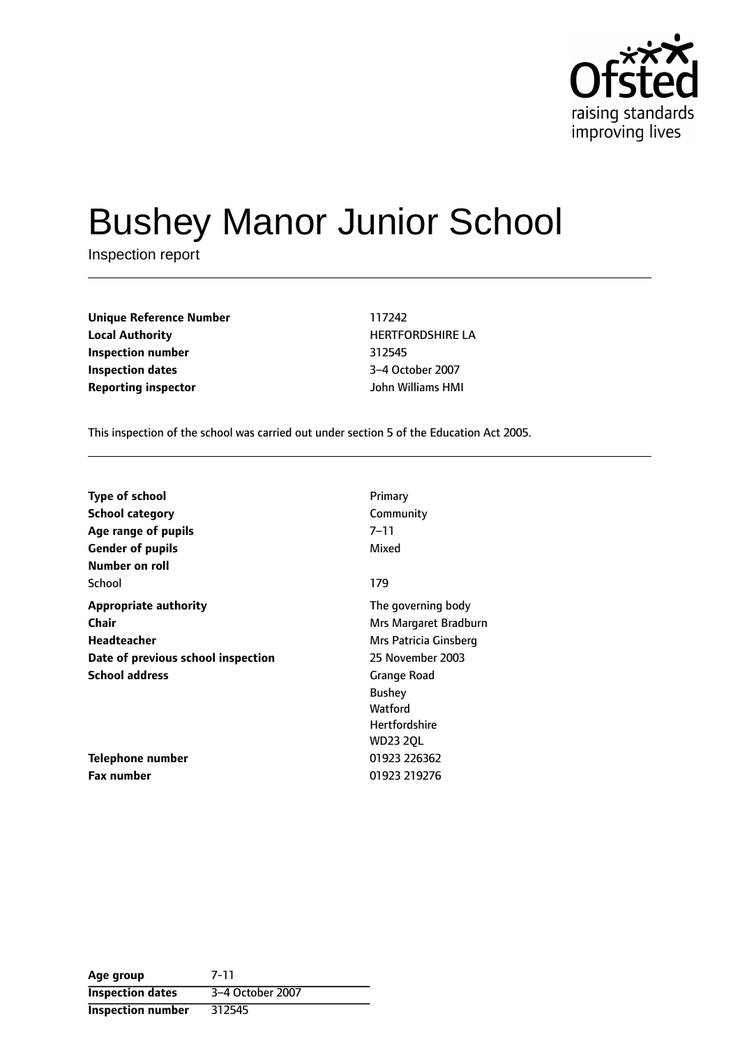Ofsted
raising standards
improving lives

# Bushey Manor Junior School

Inspection report

| | |
|---|---|
| **Unique Reference Number** | 117242 |
| **Local Authority** | HERTFORDSHIRE LA |
| **Inspection number** | 312545 |
| **Inspection dates** | 3–4 October 2007 |
| **Reporting inspector** | John Williams HMI |

This inspection of the school was carried out under section 5 of the Education Act 2005.

| | |
|---|---|
| **Type of school** | Primary |
| **School category** | Community |
| **Age range of pupils** | 7–11 |
| **Gender of pupils** | Mixed |
| **Number on roll** | |
| School | 179 |
| **Appropriate authority** | The governing body |
| **Chair** | Mrs Margaret Bradburn |
| **Headteacher** | Mrs Patricia Ginsberg |
| **Date of previous school inspection** | 25 November 2003 |
| **School address** | Grange Road<br>Bushey<br>Watford<br>Hertfordshire<br>WD23 2QL |
| **Telephone number** | 01923 226362 |
| **Fax number** | 01923 219276 |

| | |
|---|---|
| **Age group** | 7-11 |
| **Inspection dates** | 3–4 October 2007 |
| **Inspection number** | 312545 |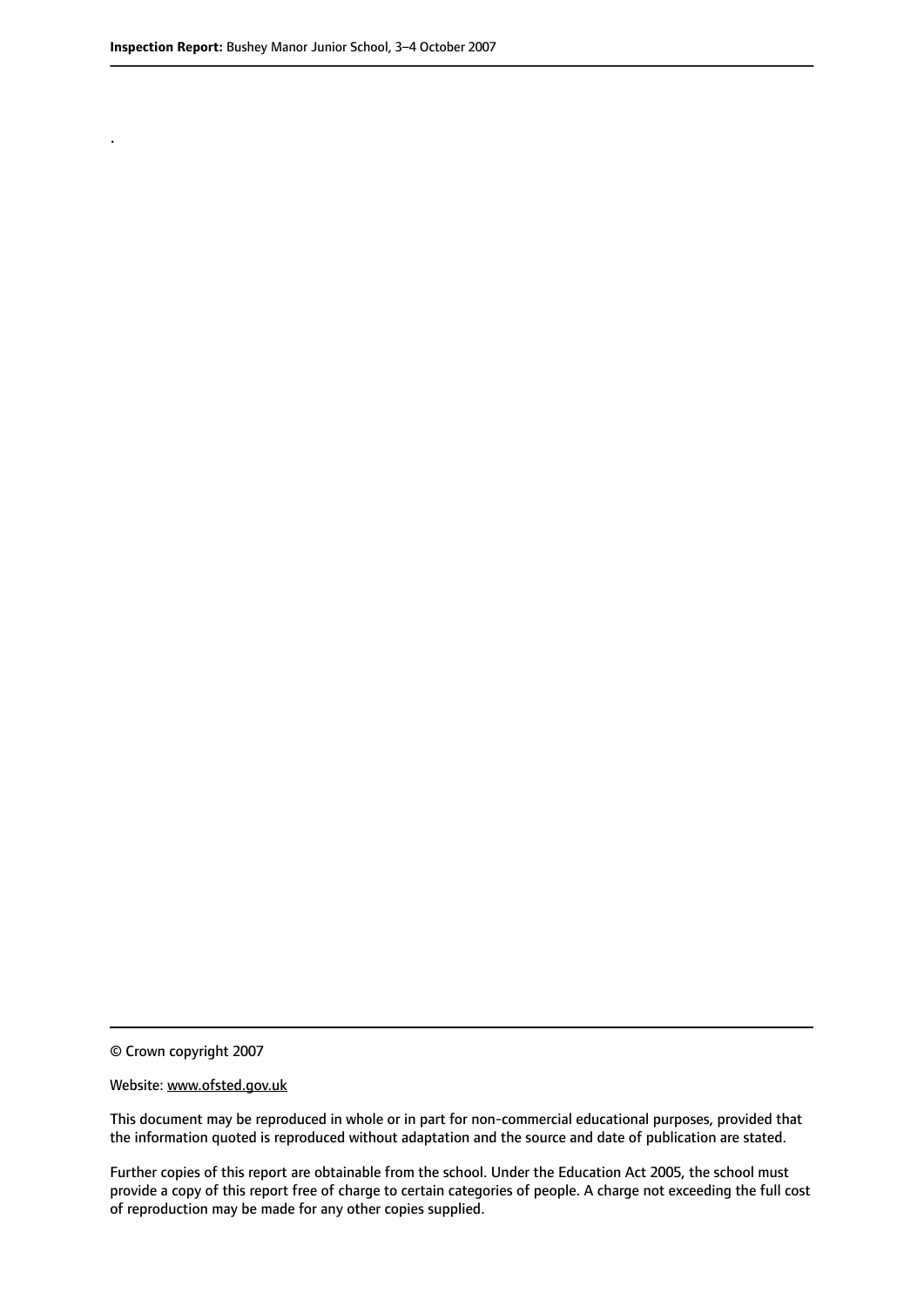.

© Crown copyright 2007

Website: www.ofsted.gov.uk

This document may be reproduced in whole or in part for non-commercial educational purposes, provided that the information quoted is reproduced without adaptation and the source and date of publication are stated.

Further copies of this report are obtainable from the school. Under the Education Act 2005, the school must provide a copy of this report free of charge to certain categories of people. A charge not exceeding the full cost of reproduction may be made for any other copies supplied.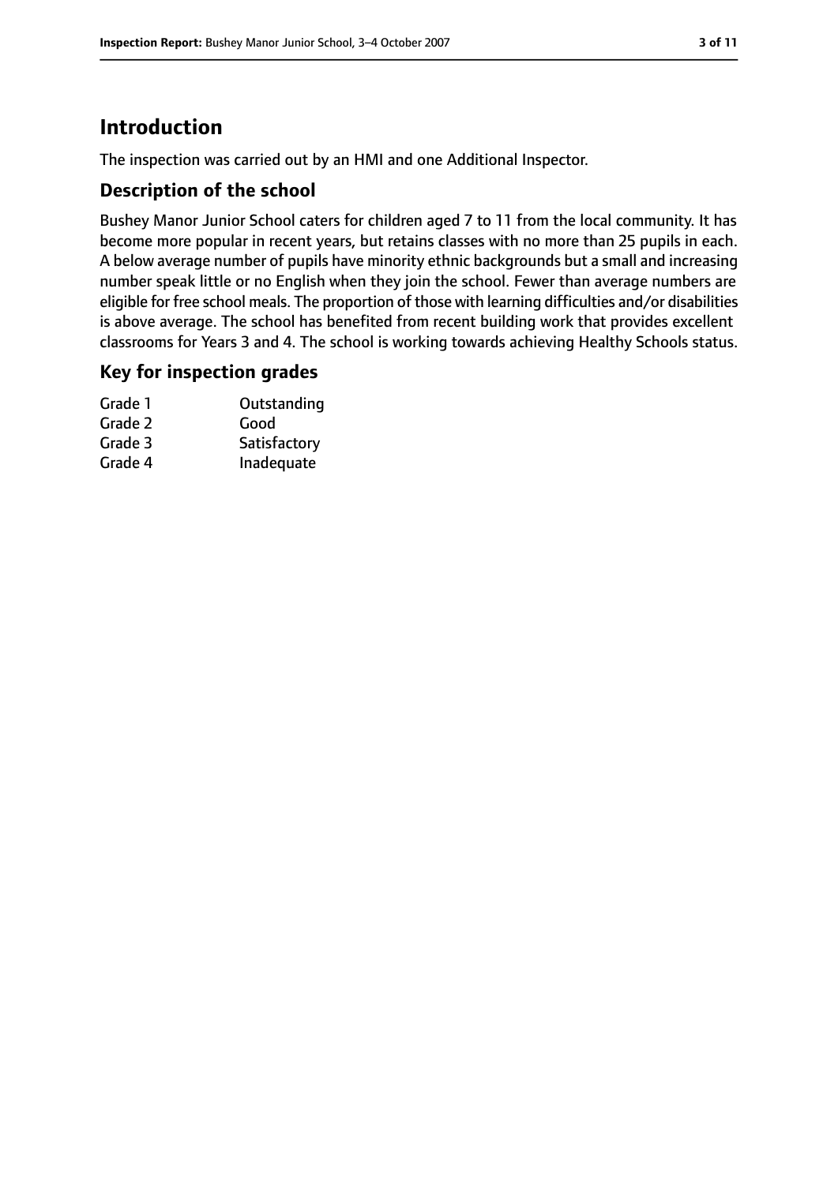# Introduction

The inspection was carried out by an HMI and one Additional Inspector.

## Description of the school

Bushey Manor Junior School caters for children aged 7 to 11 from the local community. It has become more popular in recent years, but retains classes with no more than 25 pupils in each. A below average number of pupils have minority ethnic backgrounds but a small and increasing number speak little or no English when they join the school. Fewer than average numbers are eligible for free school meals. The proportion of those with learning difficulties and/or disabilities is above average. The school has benefited from recent building work that provides excellent classrooms for Years 3 and 4. The school is working towards achieving Healthy Schools status.

## Key for inspection grades

| | |
|---|---|
| Grade 1 | Outstanding |
| Grade 2 | Good |
| Grade 3 | Satisfactory |
| Grade 4 | Inadequate |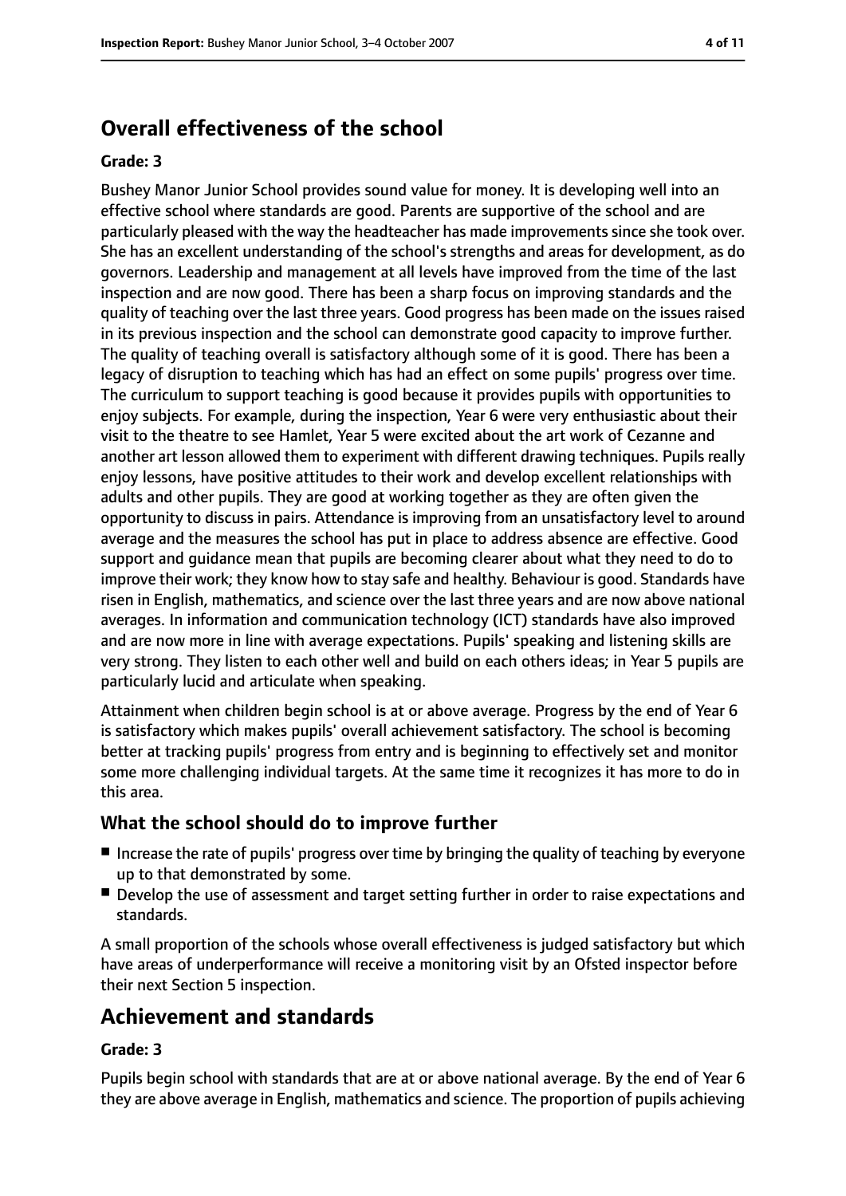## Overall effectiveness of the school

**Grade: 3**

Bushey Manor Junior School provides sound value for money. It is developing well into an effective school where standards are good. Parents are supportive of the school and are particularly pleased with the way the headteacher has made improvements since she took over. She has an excellent understanding of the school's strengths and areas for development, as do governors. Leadership and management at all levels have improved from the time of the last inspection and are now good. There has been a sharp focus on improving standards and the quality of teaching over the last three years. Good progress has been made on the issues raised in its previous inspection and the school can demonstrate good capacity to improve further. The quality of teaching overall is satisfactory although some of it is good. There has been a legacy of disruption to teaching which has had an effect on some pupils' progress over time. The curriculum to support teaching is good because it provides pupils with opportunities to enjoy subjects. For example, during the inspection, Year 6 were very enthusiastic about their visit to the theatre to see Hamlet, Year 5 were excited about the art work of Cezanne and another art lesson allowed them to experiment with different drawing techniques. Pupils really enjoy lessons, have positive attitudes to their work and develop excellent relationships with adults and other pupils. They are good at working together as they are often given the opportunity to discuss in pairs. Attendance is improving from an unsatisfactory level to around average and the measures the school has put in place to address absence are effective. Good support and guidance mean that pupils are becoming clearer about what they need to do to improve their work; they know how to stay safe and healthy. Behaviour is good. Standards have risen in English, mathematics, and science over the last three years and are now above national averages. In information and communication technology (ICT) standards have also improved and are now more in line with average expectations. Pupils' speaking and listening skills are very strong. They listen to each other well and build on each others ideas; in Year 5 pupils are particularly lucid and articulate when speaking.

Attainment when children begin school is at or above average. Progress by the end of Year 6 is satisfactory which makes pupils' overall achievement satisfactory. The school is becoming better at tracking pupils' progress from entry and is beginning to effectively set and monitor some more challenging individual targets. At the same time it recognizes it has more to do in this area.

### What the school should do to improve further

- Increase the rate of pupils' progress over time by bringing the quality of teaching by everyone up to that demonstrated by some.
- Develop the use of assessment and target setting further in order to raise expectations and standards.

A small proportion of the schools whose overall effectiveness is judged satisfactory but which have areas of underperformance will receive a monitoring visit by an Ofsted inspector before their next Section 5 inspection.

## Achievement and standards

**Grade: 3**

Pupils begin school with standards that are at or above national average. By the end of Year 6 they are above average in English, mathematics and science. The proportion of pupils achieving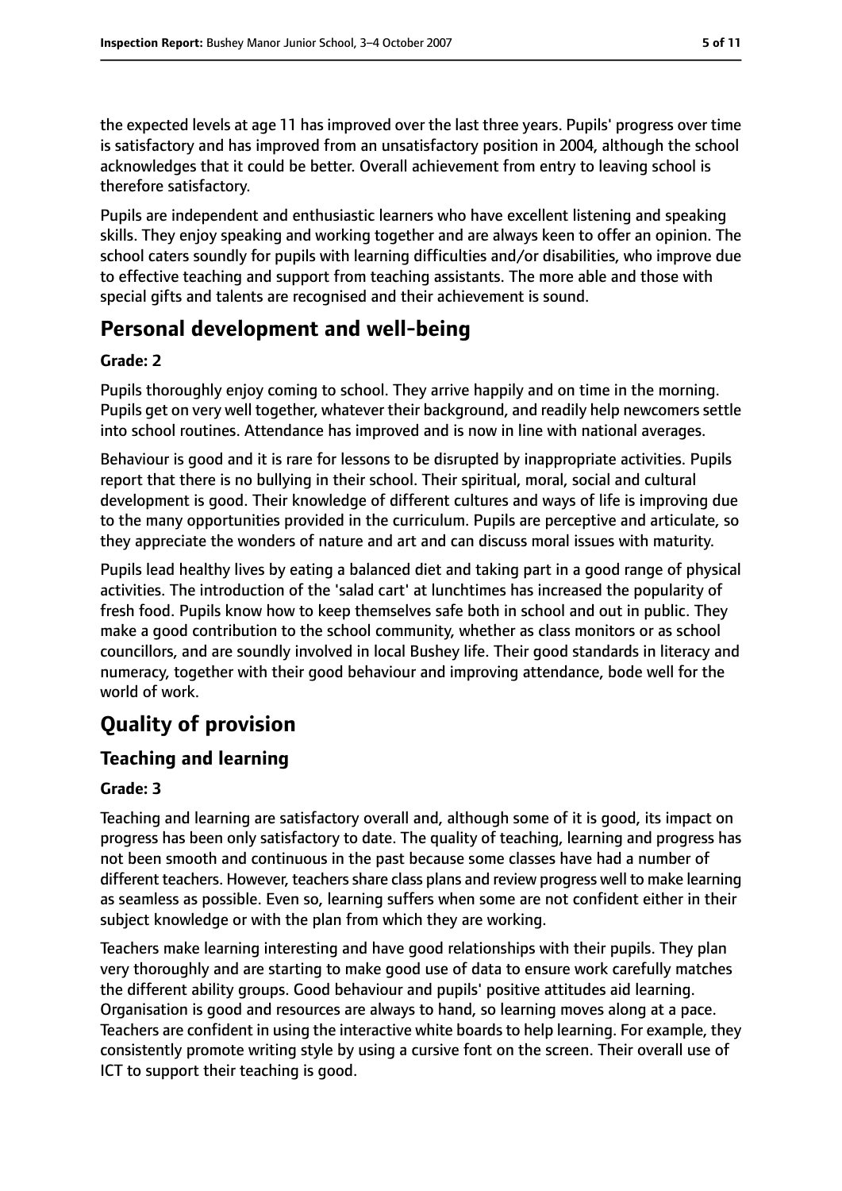the expected levels at age 11 has improved over the last three years. Pupils' progress over time is satisfactory and has improved from an unsatisfactory position in 2004, although the school acknowledges that it could be better. Overall achievement from entry to leaving school is therefore satisfactory.

Pupils are independent and enthusiastic learners who have excellent listening and speaking skills. They enjoy speaking and working together and are always keen to offer an opinion. The school caters soundly for pupils with learning difficulties and/or disabilities, who improve due to effective teaching and support from teaching assistants. The more able and those with special gifts and talents are recognised and their achievement is sound.

## Personal development and well-being

**Grade: 2**

Pupils thoroughly enjoy coming to school. They arrive happily and on time in the morning. Pupils get on very well together, whatever their background, and readily help newcomers settle into school routines. Attendance has improved and is now in line with national averages.

Behaviour is good and it is rare for lessons to be disrupted by inappropriate activities. Pupils report that there is no bullying in their school. Their spiritual, moral, social and cultural development is good. Their knowledge of different cultures and ways of life is improving due to the many opportunities provided in the curriculum. Pupils are perceptive and articulate, so they appreciate the wonders of nature and art and can discuss moral issues with maturity.

Pupils lead healthy lives by eating a balanced diet and taking part in a good range of physical activities. The introduction of the 'salad cart' at lunchtimes has increased the popularity of fresh food. Pupils know how to keep themselves safe both in school and out in public. They make a good contribution to the school community, whether as class monitors or as school councillors, and are soundly involved in local Bushey life. Their good standards in literacy and numeracy, together with their good behaviour and improving attendance, bode well for the world of work.

## Quality of provision

### Teaching and learning

**Grade: 3**

Teaching and learning are satisfactory overall and, although some of it is good, its impact on progress has been only satisfactory to date. The quality of teaching, learning and progress has not been smooth and continuous in the past because some classes have had a number of different teachers. However, teachers share class plans and review progress well to make learning as seamless as possible. Even so, learning suffers when some are not confident either in their subject knowledge or with the plan from which they are working.

Teachers make learning interesting and have good relationships with their pupils. They plan very thoroughly and are starting to make good use of data to ensure work carefully matches the different ability groups. Good behaviour and pupils' positive attitudes aid learning. Organisation is good and resources are always to hand, so learning moves along at a pace. Teachers are confident in using the interactive white boards to help learning. For example, they consistently promote writing style by using a cursive font on the screen. Their overall use of ICT to support their teaching is good.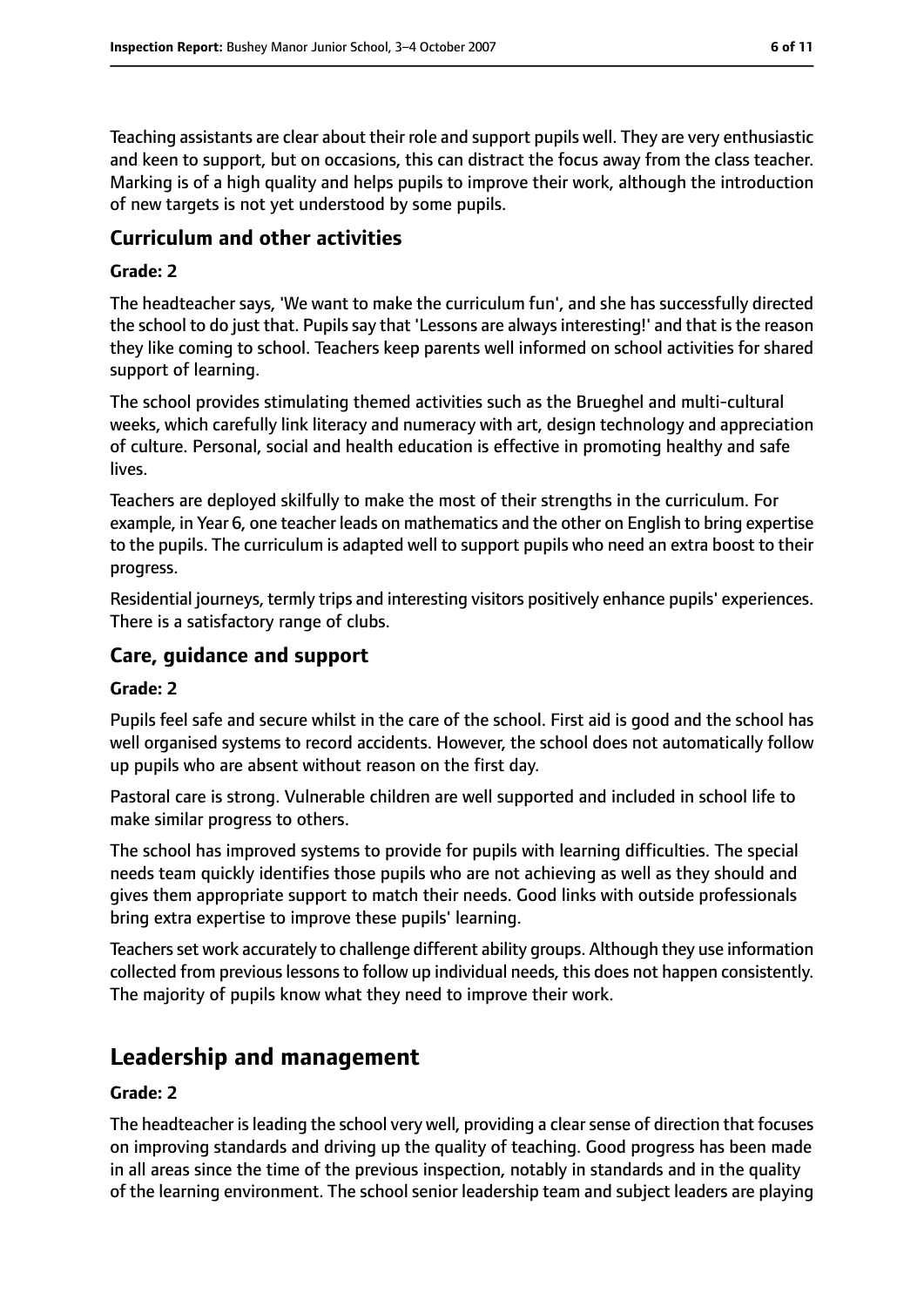Teaching assistants are clear about their role and support pupils well. They are very enthusiastic and keen to support, but on occasions, this can distract the focus away from the class teacher. Marking is of a high quality and helps pupils to improve their work, although the introduction of new targets is not yet understood by some pupils.

### Curriculum and other activities

#### Grade: 2

The headteacher says, 'We want to make the curriculum fun', and she has successfully directed the school to do just that. Pupils say that 'Lessons are always interesting!' and that is the reason they like coming to school. Teachers keep parents well informed on school activities for shared support of learning.

The school provides stimulating themed activities such as the Brueghel and multi-cultural weeks, which carefully link literacy and numeracy with art, design technology and appreciation of culture. Personal, social and health education is effective in promoting healthy and safe lives.

Teachers are deployed skilfully to make the most of their strengths in the curriculum. For example, in Year 6, one teacher leads on mathematics and the other on English to bring expertise to the pupils. The curriculum is adapted well to support pupils who need an extra boost to their progress.

Residential journeys, termly trips and interesting visitors positively enhance pupils' experiences. There is a satisfactory range of clubs.

### Care, guidance and support

#### Grade: 2

Pupils feel safe and secure whilst in the care of the school. First aid is good and the school has well organised systems to record accidents. However, the school does not automatically follow up pupils who are absent without reason on the first day.

Pastoral care is strong. Vulnerable children are well supported and included in school life to make similar progress to others.

The school has improved systems to provide for pupils with learning difficulties. The special needs team quickly identifies those pupils who are not achieving as well as they should and gives them appropriate support to match their needs. Good links with outside professionals bring extra expertise to improve these pupils' learning.

Teachers set work accurately to challenge different ability groups. Although they use information collected from previous lessons to follow up individual needs, this does not happen consistently. The majority of pupils know what they need to improve their work.

## Leadership and management

#### Grade: 2

The headteacher is leading the school very well, providing a clear sense of direction that focuses on improving standards and driving up the quality of teaching. Good progress has been made in all areas since the time of the previous inspection, notably in standards and in the quality of the learning environment. The school senior leadership team and subject leaders are playing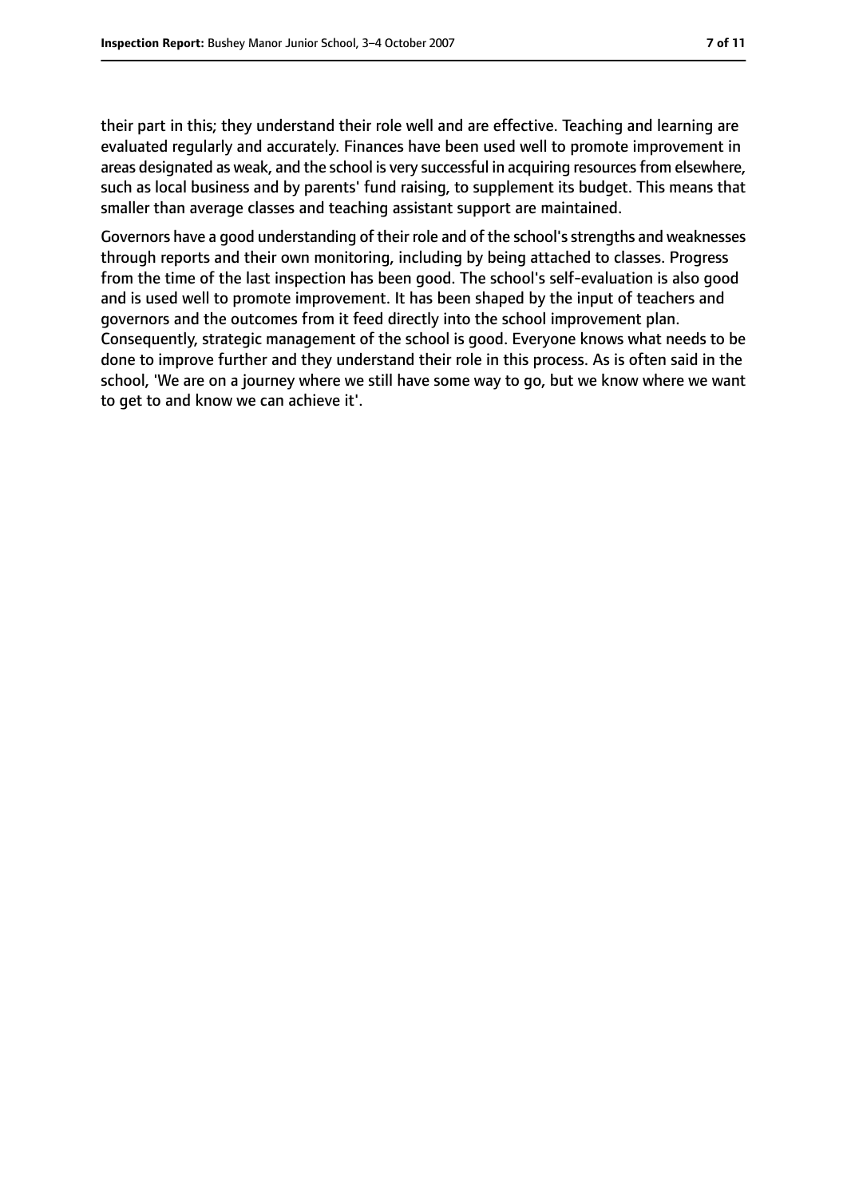their part in this; they understand their role well and are effective. Teaching and learning are evaluated regularly and accurately. Finances have been used well to promote improvement in areas designated as weak, and the school is very successful in acquiring resources from elsewhere, such as local business and by parents' fund raising, to supplement its budget. This means that smaller than average classes and teaching assistant support are maintained.

Governors have a good understanding of their role and of the school's strengths and weaknesses through reports and their own monitoring, including by being attached to classes. Progress from the time of the last inspection has been good. The school's self-evaluation is also good and is used well to promote improvement. It has been shaped by the input of teachers and governors and the outcomes from it feed directly into the school improvement plan. Consequently, strategic management of the school is good. Everyone knows what needs to be done to improve further and they understand their role in this process. As is often said in the school, 'We are on a journey where we still have some way to go, but we know where we want to get to and know we can achieve it'.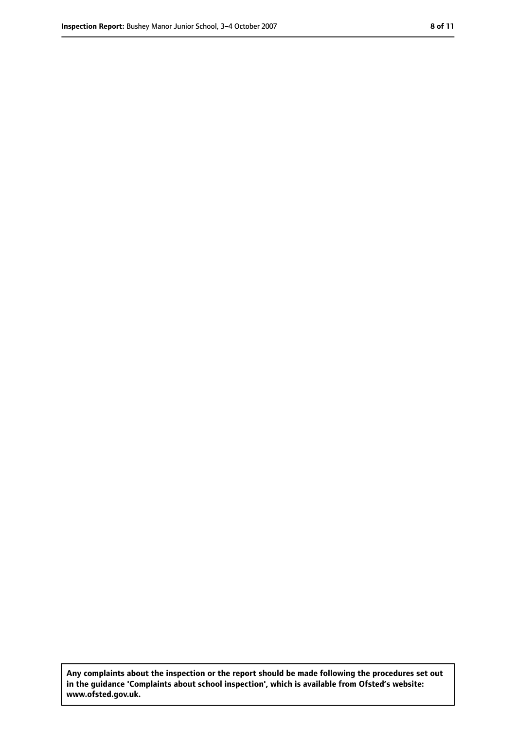**Any complaints about the inspection or the report should be made following the procedures set out in the guidance 'Complaints about school inspection', which is available from Ofsted's website: www.ofsted.gov.uk.**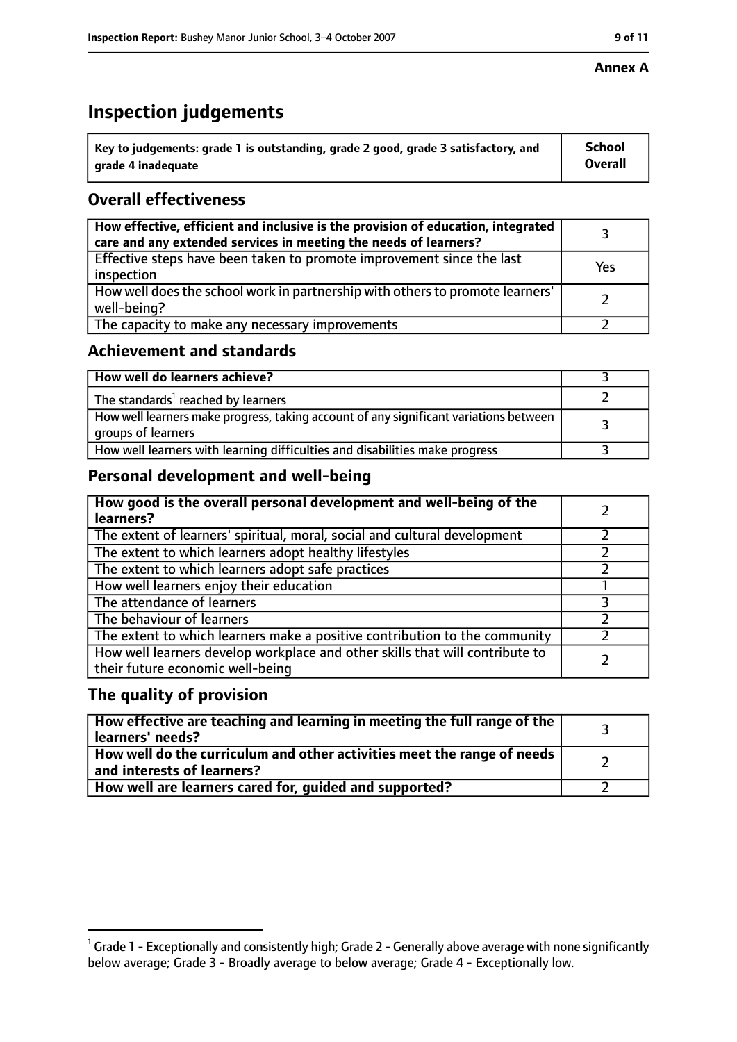**Annex A**

# Inspection judgements

| Key to judgements: grade 1 is outstanding, grade 2 good, grade 3 satisfactory, and grade 4 inadequate | School Overall |
|---|---|

## Overall effectiveness

| | |
|---|---|
| How effective, efficient and inclusive is the provision of education, integrated care and any extended services in meeting the needs of learners? | 3 |
| Effective steps have been taken to promote improvement since the last inspection | Yes |
| How well does the school work in partnership with others to promote learners' well-being? | 2 |
| The capacity to make any necessary improvements | 2 |

## Achievement and standards

| | |
|---|---|
| How well do learners achieve? | 3 |
| The standards[1] reached by learners | 2 |
| How well learners make progress, taking account of any significant variations between groups of learners | 3 |
| How well learners with learning difficulties and disabilities make progress | 3 |

## Personal development and well-being

| | |
|---|---|
| How good is the overall personal development and well-being of the learners? | 2 |
| The extent of learners' spiritual, moral, social and cultural development | 2 |
| The extent to which learners adopt healthy lifestyles | 2 |
| The extent to which learners adopt safe practices | 2 |
| How well learners enjoy their education | 1 |
| The attendance of learners | 3 |
| The behaviour of learners | 2 |
| The extent to which learners make a positive contribution to the community | 2 |
| How well learners develop workplace and other skills that will contribute to their future economic well-being | 2 |

## The quality of provision

| | |
|---|---|
| How effective are teaching and learning in meeting the full range of the learners' needs? | 3 |
| How well do the curriculum and other activities meet the range of needs and interests of learners? | 2 |
| How well are learners cared for, guided and supported? | 2 |

[1] Grade 1 - Exceptionally and consistently high; Grade 2 - Generally above average with none significantly below average; Grade 3 - Broadly average to below average; Grade 4 - Exceptionally low.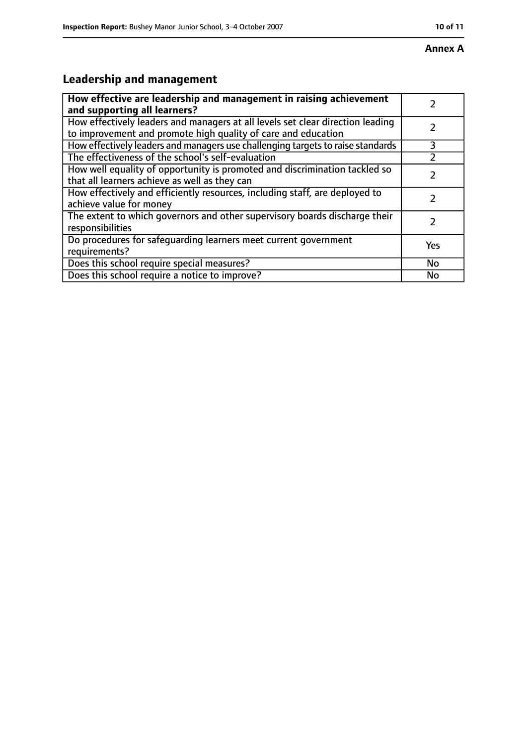**Annex A**

## Leadership and management

| **How effective are leadership and management in raising achievement and supporting all learners?** | 2 |
|---|---|
| How effectively leaders and managers at all levels set clear direction leading to improvement and promote high quality of care and education | 2 |
| How effectively leaders and managers use challenging targets to raise standards | 3 |
| The effectiveness of the school's self-evaluation | 2 |
| How well equality of opportunity is promoted and discrimination tackled so that all learners achieve as well as they can | 2 |
| How effectively and efficiently resources, including staff, are deployed to achieve value for money | 2 |
| The extent to which governors and other supervisory boards discharge their responsibilities | 2 |
| Do procedures for safeguarding learners meet current government requirements? | Yes |
| Does this school require special measures? | No |
| Does this school require a notice to improve? | No |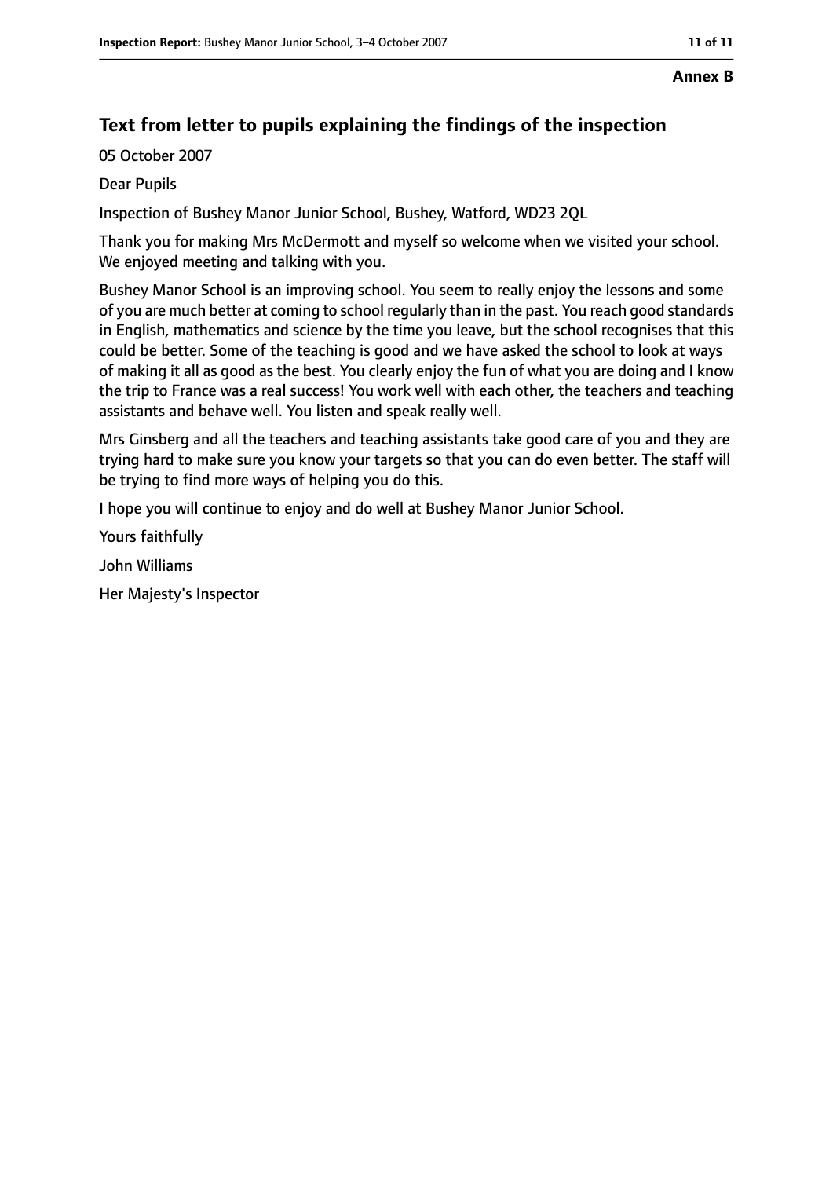**Annex B**

## Text from letter to pupils explaining the findings of the inspection

05 October 2007

Dear Pupils

Inspection of Bushey Manor Junior School, Bushey, Watford, WD23 2QL

Thank you for making Mrs McDermott and myself so welcome when we visited your school. We enjoyed meeting and talking with you.

Bushey Manor School is an improving school. You seem to really enjoy the lessons and some of you are much better at coming to school regularly than in the past. You reach good standards in English, mathematics and science by the time you leave, but the school recognises that this could be better. Some of the teaching is good and we have asked the school to look at ways of making it all as good as the best. You clearly enjoy the fun of what you are doing and I know the trip to France was a real success! You work well with each other, the teachers and teaching assistants and behave well. You listen and speak really well.

Mrs Ginsberg and all the teachers and teaching assistants take good care of you and they are trying hard to make sure you know your targets so that you can do even better. The staff will be trying to find more ways of helping you do this.

I hope you will continue to enjoy and do well at Bushey Manor Junior School.

Yours faithfully

John Williams

Her Majesty's Inspector